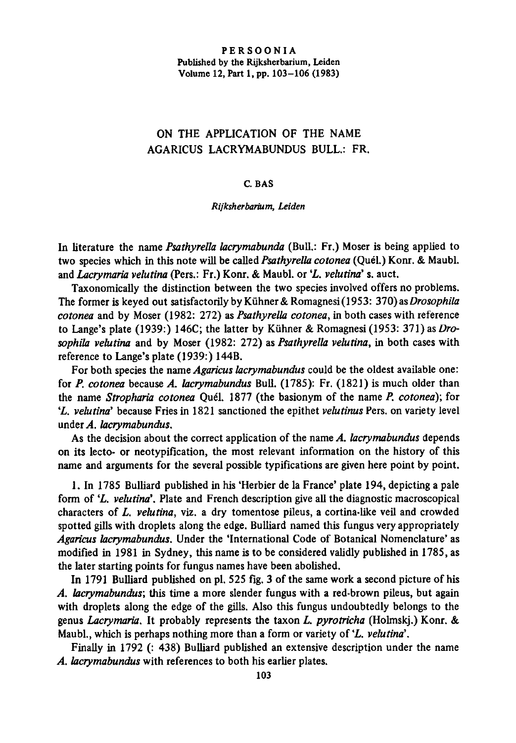PERSOONIA
Published by the Rijksherbarium, Leiden
Volume 12, Part 1, pp. 103–106 (1983)

# ON THE APPLICATION OF THE NAME AGARICUS LACRYMABUNDUS BULL.: FR.

C. BAS

*Rijksherbarium, Leiden*

In literature the name *Psathyrella lacrymabunda* (Bull.: Fr.) Moser is being applied to two species which in this note will be called *Psathyrella cotonea* (Quél.) Konr. & Maubl. and *Lacrymaria velutina* (Pers.: Fr.) Konr. & Maubl. or '*L. velutina*' s. auct.

Taxonomically the distinction between the two species involved offers no problems. The former is keyed out satisfactorily by Kühner & Romagnesi (1953: 370) as *Drosophila cotonea* and by Moser (1982: 272) as *Psathyrella cotonea*, in both cases with reference to Lange's plate (1939:) 146C; the latter by Kühner & Romagnesi (1953: 371) as *Drosophila velutina* and by Moser (1982: 272) as *Psathyrella velutina*, in both cases with reference to Lange's plate (1939:) 144B.

For both species the name *Agaricus lacrymabundus* could be the oldest available one: for *P. cotonea* because *A. lacrymabundus* Bull. (1785): Fr. (1821) is much older than the name *Stropharia cotonea* Quél. 1877 (the basionym of the name *P. cotonea*); for '*L. velutina*' because Fries in 1821 sanctioned the epithet *velutinus* Pers. on variety level under *A. lacrymabundus*.

As the decision about the correct application of the name *A. lacrymabundus* depends on its lecto- or neotypification, the most relevant information on the history of this name and arguments for the several possible typifications are given here point by point.

1. In 1785 Bulliard published in his 'Herbier de la France' plate 194, depicting a pale form of '*L. velutina*'. Plate and French description give all the diagnostic macroscopical characters of *L. velutina*, viz. a dry tomentose pileus, a cortina-like veil and crowded spotted gills with droplets along the edge. Bulliard named this fungus very appropriately *Agaricus lacrymabundus*. Under the 'International Code of Botanical Nomenclature' as modified in 1981 in Sydney, this name is to be considered validly published in 1785, as the later starting points for fungus names have been abolished.

In 1791 Bulliard published on pl. 525 fig. 3 of the same work a second picture of his *A. lacrymabundus*; this time a more slender fungus with a red-brown pileus, but again with droplets along the edge of the gills. Also this fungus undoubtedly belongs to the genus *Lacrymaria*. It probably represents the taxon *L. pyrotricha* (Holmskj.) Konr. & Maubl., which is perhaps nothing more than a form or variety of '*L. velutina*'.

Finally in 1792 (: 438) Bulliard published an extensive description under the name *A. lacrymabundus* with references to both his earlier plates.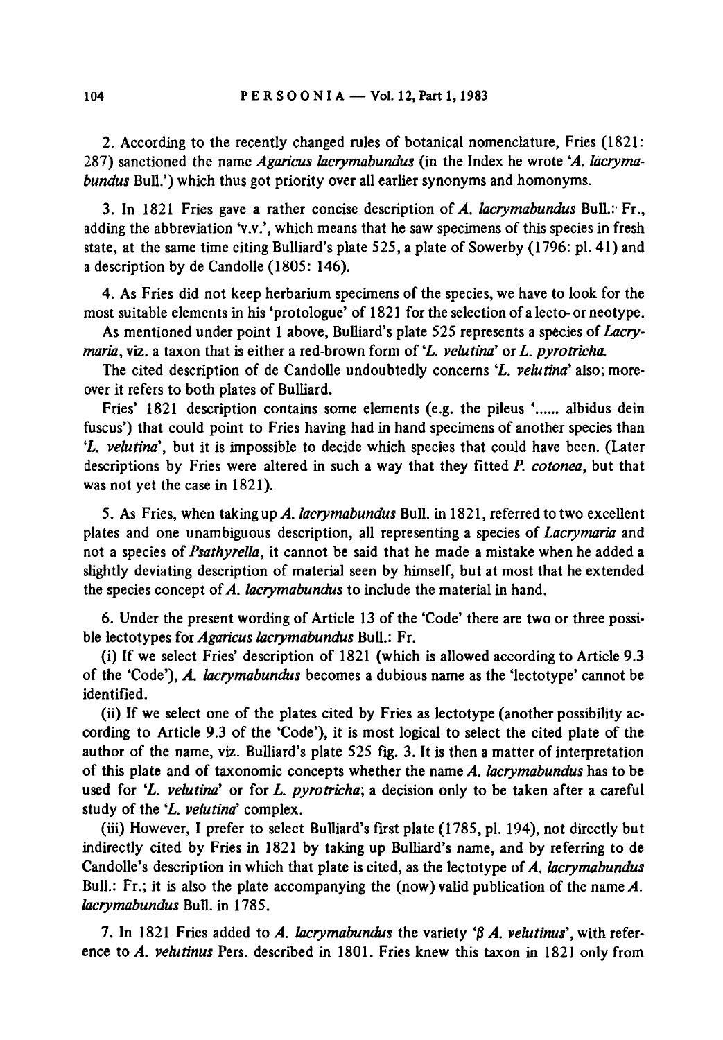2. According to the recently changed rules of botanical nomenclature, Fries (1821: 287) sanctioned the name *Agaricus lacrymabundus* (in the Index he wrote '*A. lacrymabundus* Bull.') which thus got priority over all earlier synonyms and homonyms.

3. In 1821 Fries gave a rather concise description of *A. lacrymabundus* Bull.: Fr., adding the abbreviation 'v.v.', which means that he saw specimens of this species in fresh state, at the same time citing Bulliard's plate 525, a plate of Sowerby (1796: pl. 41) and a description by de Candolle (1805: 146).

4. As Fries did not keep herbarium specimens of the species, we have to look for the most suitable elements in his 'protologue' of 1821 for the selection of a lecto- or neotype.

As mentioned under point 1 above, Bulliard's plate 525 represents a species of *Lacrymaria*, viz. a taxon that is either a red-brown form of '*L. velutina*' or *L. pyrotricha*.

The cited description of de Candolle undoubtedly concerns '*L. velutina*' also; moreover it refers to both plates of Bulliard.

Fries' 1821 description contains some elements (e.g. the pileus '...... albidus dein fuscus') that could point to Fries having had in hand specimens of another species than '*L. velutina*', but it is impossible to decide which species that could have been. (Later descriptions by Fries were altered in such a way that they fitted *P. cotonea*, but that was not yet the case in 1821).

5. As Fries, when taking up *A. lacrymabundus* Bull. in 1821, referred to two excellent plates and one unambiguous description, all representing a species of *Lacrymaria* and not a species of *Psathyrella*, it cannot be said that he made a mistake when he added a slightly deviating description of material seen by himself, but at most that he extended the species concept of *A. lacrymabundus* to include the material in hand.

6. Under the present wording of Article 13 of the 'Code' there are two or three possible lectotypes for *Agaricus lacrymabundus* Bull.: Fr.

(i) If we select Fries' description of 1821 (which is allowed according to Article 9.3 of the 'Code'), *A. lacrymabundus* becomes a dubious name as the 'lectotype' cannot be identified.

(ii) If we select one of the plates cited by Fries as lectotype (another possibility according to Article 9.3 of the 'Code'), it is most logical to select the cited plate of the author of the name, viz. Bulliard's plate 525 fig. 3. It is then a matter of interpretation of this plate and of taxonomic concepts whether the name *A. lacrymabundus* has to be used for '*L. velutina*' or for *L. pyrotricha*; a decision only to be taken after a careful study of the '*L. velutina*' complex.

(iii) However, I prefer to select Bulliard's first plate (1785, pl. 194), not directly but indirectly cited by Fries in 1821 by taking up Bulliard's name, and by referring to de Candolle's description in which that plate is cited, as the lectotype of *A. lacrymabundus* Bull.: Fr.; it is also the plate accompanying the (now) valid publication of the name *A. lacrymabundus* Bull. in 1785.

7. In 1821 Fries added to *A. lacrymabundus* the variety '$\beta$ *A. velutinus*', with reference to *A. velutinus* Pers. described in 1801. Fries knew this taxon in 1821 only from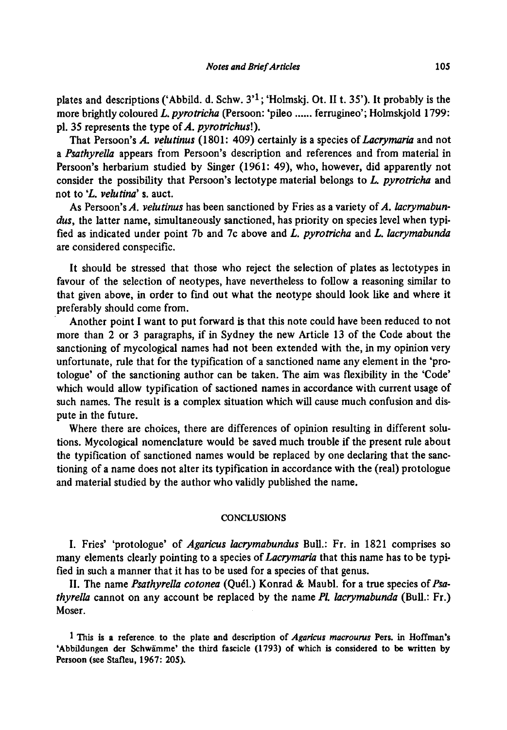plates and descriptions ('Abbild. d. Schw. 3'[1]; 'Holmskj. Ot. II t. 35'). It probably is the more brightly coloured *L. pyrotricha* (Persoon: 'pileo ...... ferrugineo'; Holmskjold 1799: pl. 35 represents the type of *A. pyrotrichus*!).

That Persoon's *A. velutinus* (1801: 409) certainly is a species of *Lacrymaria* and not a *Psathyrella* appears from Persoon's description and references and from material in Persoon's herbarium studied by Singer (1961: 49), who, however, did apparently not consider the possibility that Persoon's lectotype material belongs to *L. pyrotricha* and not to '*L. velutina*' s. auct.

As Persoon's *A. velutinus* has been sanctioned by Fries as a variety of *A. lacrymabundus*, the latter name, simultaneously sanctioned, has priority on species level when typified as indicated under point 7b and 7c above and *L. pyrotricha* and *L. lacrymabunda* are considered conspecific.

It should be stressed that those who reject the selection of plates as lectotypes in favour of the selection of neotypes, have nevertheless to follow a reasoning similar to that given above, in order to find out what the neotype should look like and where it preferably should come from.

Another point I want to put forward is that this note could have been reduced to not more than 2 or 3 paragraphs, if in Sydney the new Article 13 of the Code about the sanctioning of mycological names had not been extended with the, in my opinion very unfortunate, rule that for the typification of a sanctioned name any element in the 'protologue' of the sanctioning author can be taken. The aim was flexibility in the 'Code' which would allow typification of sactioned names in accordance with current usage of such names. The result is a complex situation which will cause much confusion and dispute in the future.

Where there are choices, there are differences of opinion resulting in different solutions. Mycological nomenclature would be saved much trouble if the present rule about the typification of sanctioned names would be replaced by one declaring that the sanctioning of a name does not alter its typification in accordance with the (real) protologue and material studied by the author who validly published the name.

## CONCLUSIONS

I. Fries' 'protologue' of *Agaricus lacrymabundus* Bull.: Fr. in 1821 comprises so many elements clearly pointing to a species of *Lacrymaria* that this name has to be typified in such a manner that it has to be used for a species of that genus.

II. The name *Psathyrella cotonea* (Quél.) Konrad & Maubl. for a true species of *Psathyrella* cannot on any account be replaced by the name *Pl. lacrymabunda* (Bull.: Fr.) Moser.

[1] This is a reference to the plate and description of *Agaricus macrourus* Pers. in Hoffman's 'Abbildungen der Schwämme' the third fascicle (1793) of which is considered to be written by Persoon (see Stafleu, 1967: 205).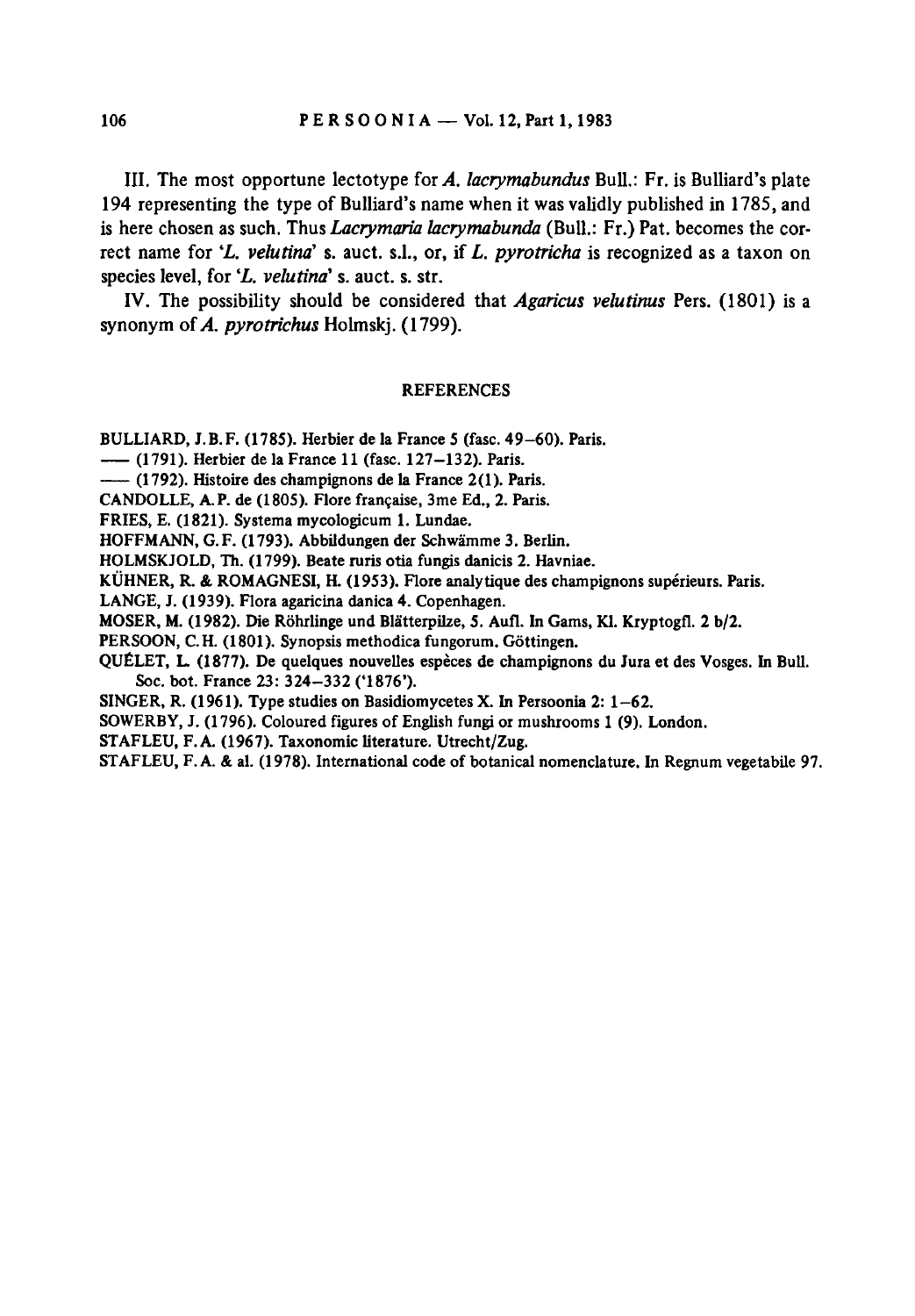III. The most opportune lectotype for *A. lacrymabundus* Bull.: Fr. is Bulliard's plate 194 representing the type of Bulliard's name when it was validly published in 1785, and is here chosen as such. Thus *Lacrymaria lacrymabunda* (Bull.: Fr.) Pat. becomes the correct name for '*L. velutina*' s. auct. s.l., or, if *L. pyrotricha* is recognized as a taxon on species level, for '*L. velutina*' s. auct. s. str.

IV. The possibility should be considered that *Agaricus velutinus* Pers. (1801) is a synonym of *A. pyrotrichus* Holmskj. (1799).

## REFERENCES

BULLIARD, J.B.F. (1785). Herbier de la France 5 (fasc. 49–60). Paris.

—— (1791). Herbier de la France 11 (fasc. 127–132). Paris.

—— (1792). Histoire des champignons de la France 2(1). Paris.

CANDOLLE, A.P. de (1805). Flore française, 3me Ed., 2. Paris.

FRIES, E. (1821). Systema mycologicum 1. Lundae.

HOFFMANN, G.F. (1793). Abbildungen der Schwämme 3. Berlin.

HOLMSKJOLD, Th. (1799). Beate ruris otia fungis danicis 2. Havniae.

KÜHNER, R. & ROMAGNESI, H. (1953). Flore analytique des champignons supérieurs. Paris.

LANGE, J. (1939). Flora agaricina danica 4. Copenhagen.

MOSER, M. (1982). Die Röhrlinge und Blätterpilze, 5. Aufl. In Gams, Kl. Kryptogfl. 2 b/2.

PERSOON, C.H. (1801). Synopsis methodica fungorum. Göttingen.

QUÉLET, L. (1877). De quelques nouvelles espèces de champignons du Jura et des Vosges. In Bull. Soc. bot. France 23: 324–332 ('1876').

SINGER, R. (1961). Type studies on Basidiomycetes X. In Persoonia 2: 1–62.

SOWERBY, J. (1796). Coloured figures of English fungi or mushrooms 1 (9). London.

STAFLEU, F.A. (1967). Taxonomic literature. Utrecht/Zug.

STAFLEU, F.A. & al. (1978). International code of botanical nomenclature. In Regnum vegetabile 97.